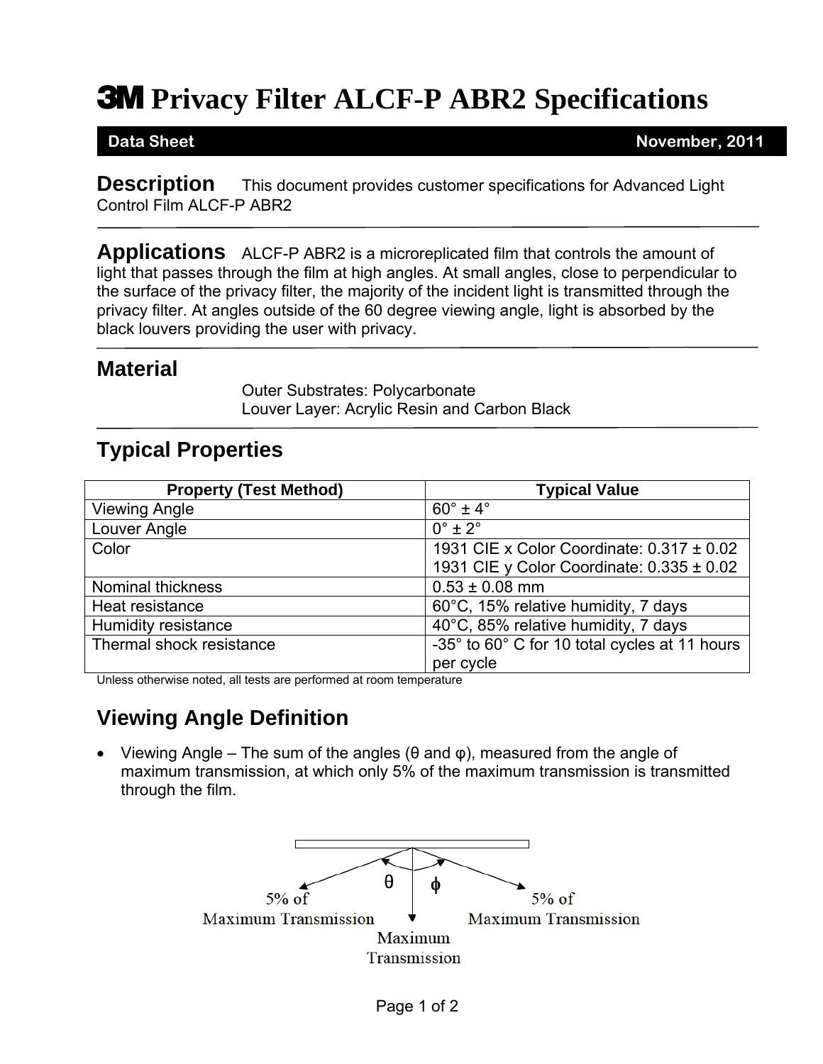# 3M Privacy Filter ALCF-P ABR2 Specifications

**Data Sheet** **November, 2011**

## Description

This document provides customer specifications for Advanced Light Control Film ALCF-P ABR2

## Applications

ALCF-P ABR2 is a microreplicated film that controls the amount of light that passes through the film at high angles. At small angles, close to perpendicular to the surface of the privacy filter, the majority of the incident light is transmitted through the privacy filter. At angles outside of the 60 degree viewing angle, light is absorbed by the black louvers providing the user with privacy.

## Material

Outer Substrates: Polycarbonate
Louver Layer: Acrylic Resin and Carbon Black

## Typical Properties

| Property (Test Method) | Typical Value |
|---|---|
| Viewing Angle | 60° ± 4° |
| Louver Angle | 0° ± 2° |
| Color | 1931 CIE x Color Coordinate: 0.317 ± 0.02<br>1931 CIE y Color Coordinate: 0.335 ± 0.02 |
| Nominal thickness | 0.53 ± 0.08 mm |
| Heat resistance | 60°C, 15% relative humidity, 7 days |
| Humidity resistance | 40°C, 85% relative humidity, 7 days |
| Thermal shock resistance | -35° to 60° C for 10 total cycles at 11 hours per cycle |

Unless otherwise noted, all tests are performed at room temperature

## Viewing Angle Definition

- Viewing Angle – The sum of the angles (θ and φ), measured from the angle of maximum transmission, at which only 5% of the maximum transmission is transmitted through the film.

5% of Maximum Transmission — θ — Maximum Transmission — ϕ — 5% of Maximum Transmission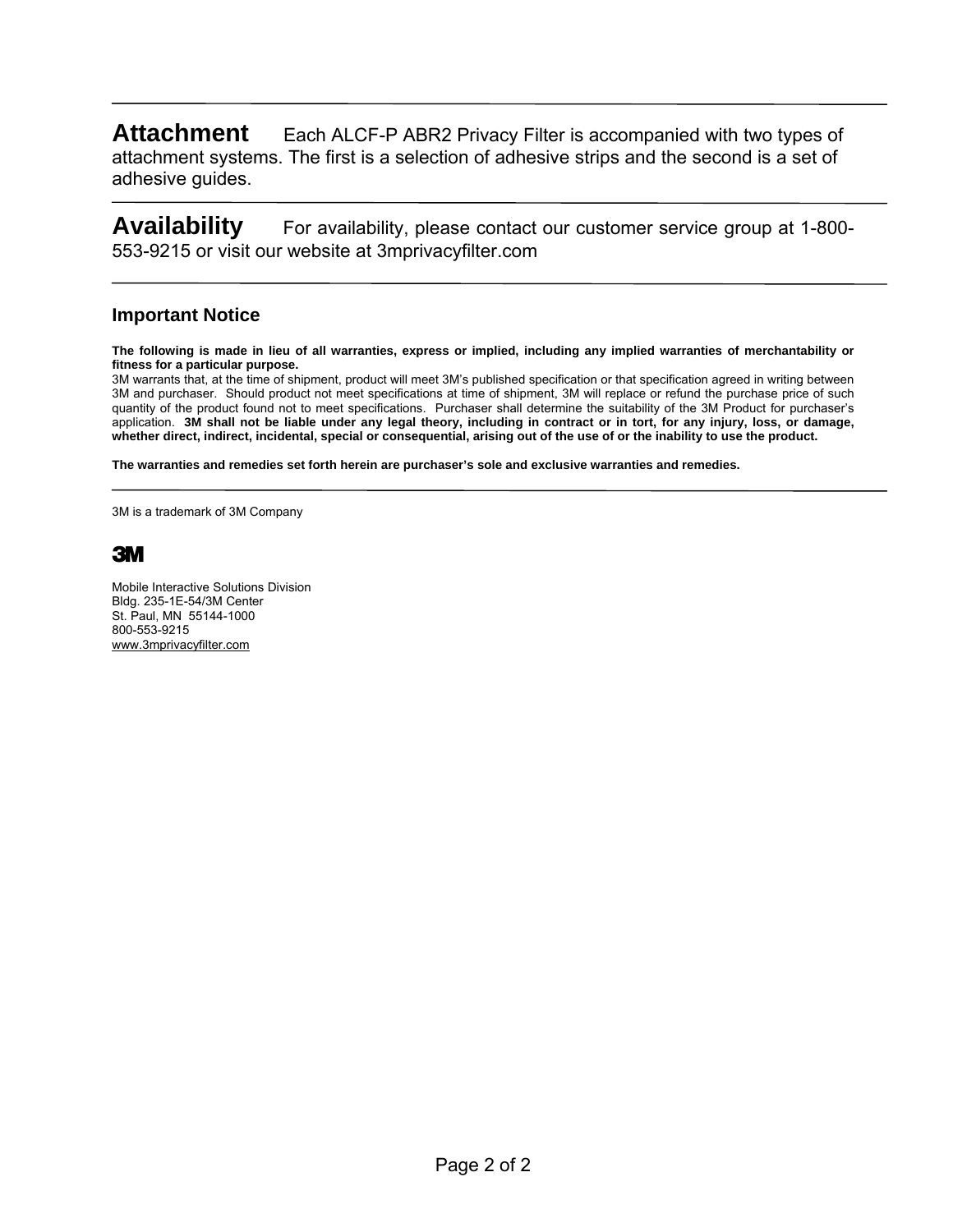**Attachment** Each ALCF-P ABR2 Privacy Filter is accompanied with two types of attachment systems. The first is a selection of adhesive strips and the second is a set of adhesive guides.

**Availability** For availability, please contact our customer service group at 1-800-553-9215 or visit our website at 3mprivacyfilter.com

### Important Notice

**The following is made in lieu of all warranties, express or implied, including any implied warranties of merchantability or fitness for a particular purpose.**
3M warrants that, at the time of shipment, product will meet 3M's published specification or that specification agreed in writing between 3M and purchaser. Should product not meet specifications at time of shipment, 3M will replace or refund the purchase price of such quantity of the product found not to meet specifications. Purchaser shall determine the suitability of the 3M Product for purchaser's application. **3M shall not be liable under any legal theory, including in contract or in tort, for any injury, loss, or damage, whether direct, indirect, incidental, special or consequential, arising out of the use of or the inability to use the product.**

**The warranties and remedies set forth herein are purchaser's sole and exclusive warranties and remedies.**

3M is a trademark of 3M Company

**3M**

Mobile Interactive Solutions Division
Bldg. 235-1E-54/3M Center
St. Paul, MN 55144-1000
800-553-9215
www.3mprivacyfilter.com